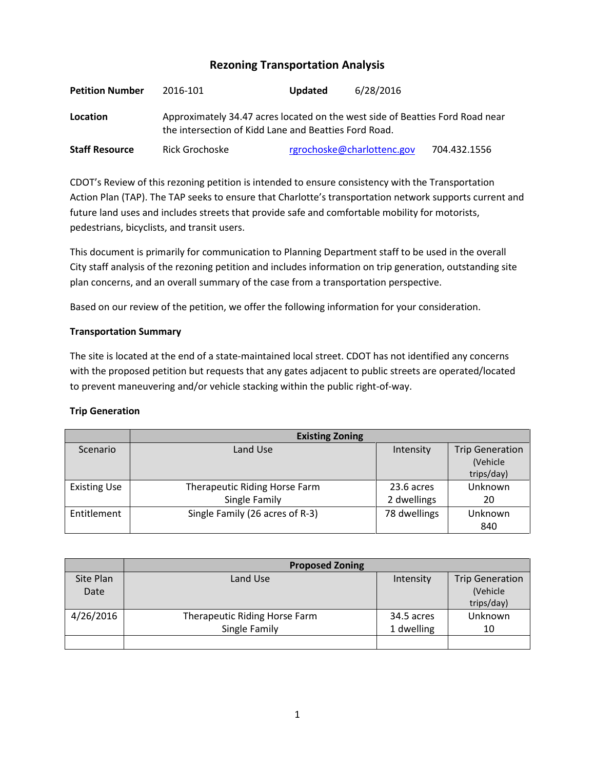# Rezoning Transportation Analysis

**Petition Number** 2016-101 **Updated** 6/28/2016

**Location** Approximately 34.47 acres located on the west side of Beatties Ford Road near the intersection of Kidd Lane and Beatties Ford Road.

**Staff Resource** Rick Grochoske [rgrochoske@charlottenc.gov](mailto:rgrochoske@charlottenc.gov) 704.432.1556

CDOT's Review of this rezoning petition is intended to ensure consistency with the Transportation Action Plan (TAP). The TAP seeks to ensure that Charlotte's transportation network supports current and future land uses and includes streets that provide safe and comfortable mobility for motorists, pedestrians, bicyclists, and transit users.

This document is primarily for communication to Planning Department staff to be used in the overall City staff analysis of the rezoning petition and includes information on trip generation, outstanding site plan concerns, and an overall summary of the case from a transportation perspective.

Based on our review of the petition, we offer the following information for your consideration.

**Transportation Summary**

The site is located at the end of a state-maintained local street. CDOT has not identified any concerns with the proposed petition but requests that any gates adjacent to public streets are operated/located to prevent maneuvering and/or vehicle stacking within the public right-of-way.

**Trip Generation**

| | Existing Zoning | | |
|---|---|---|---|
| Scenario | Land Use | Intensity | Trip Generation (Vehicle trips/day) |
| Existing Use | Therapeutic Riding Horse Farm<br>Single Family | 23.6 acres<br>2 dwellings | Unknown<br>20 |
| Entitlement | Single Family (26 acres of R-3) | 78 dwellings | Unknown<br>840 |

| | Proposed Zoning | | |
|---|---|---|---|
| Site Plan Date | Land Use | Intensity | Trip Generation (Vehicle trips/day) |
| 4/26/2016 | Therapeutic Riding Horse Farm<br>Single Family | 34.5 acres<br>1 dwelling | Unknown<br>10 |
| | | | |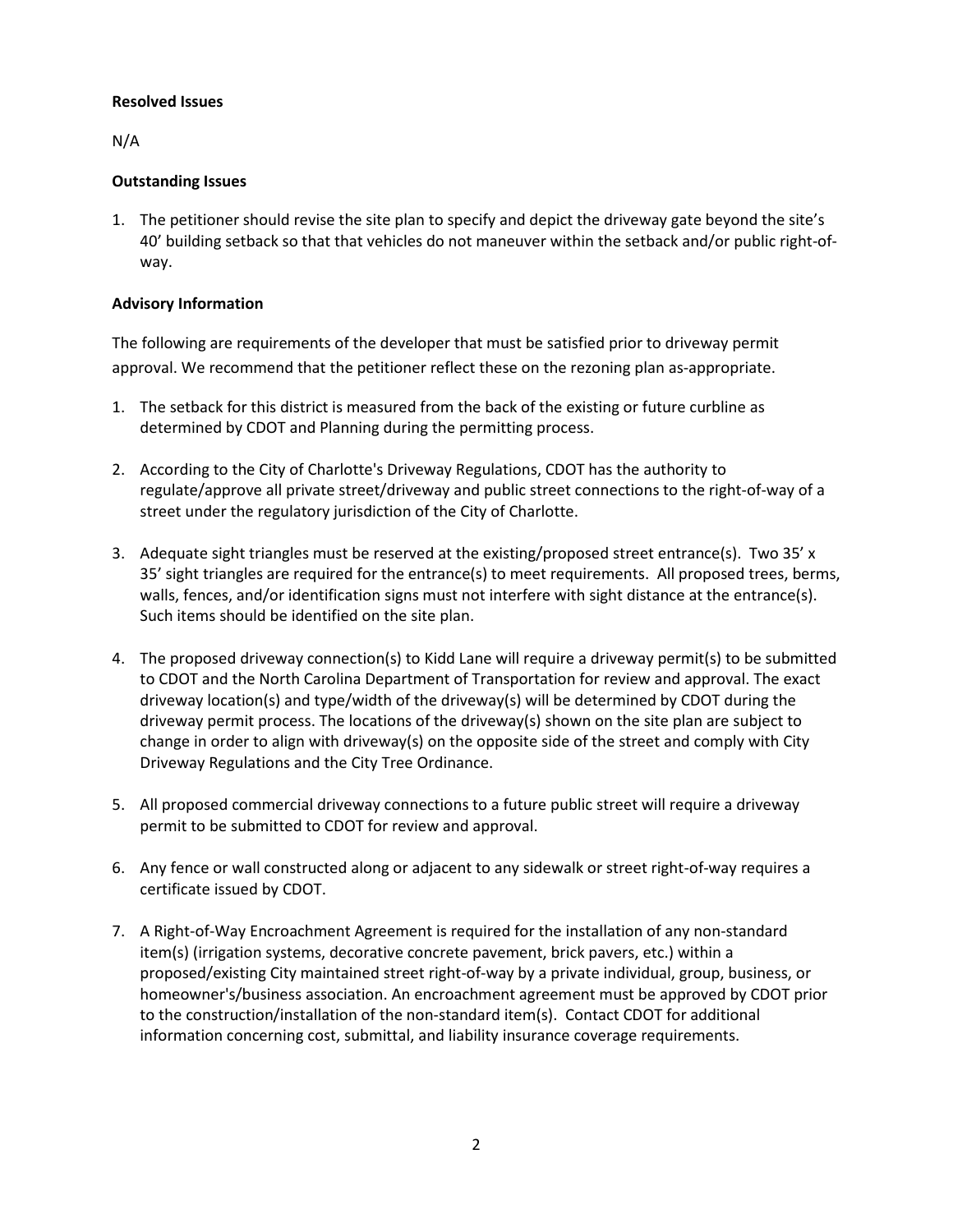**Resolved Issues**

N/A

**Outstanding Issues**

1. The petitioner should revise the site plan to specify and depict the driveway gate beyond the site's 40' building setback so that that vehicles do not maneuver within the setback and/or public right-of-way.

**Advisory Information**

The following are requirements of the developer that must be satisfied prior to driveway permit approval. We recommend that the petitioner reflect these on the rezoning plan as-appropriate.

1. The setback for this district is measured from the back of the existing or future curbline as determined by CDOT and Planning during the permitting process.

2. According to the City of Charlotte's Driveway Regulations, CDOT has the authority to regulate/approve all private street/driveway and public street connections to the right-of-way of a street under the regulatory jurisdiction of the City of Charlotte.

3. Adequate sight triangles must be reserved at the existing/proposed street entrance(s). Two 35' x 35' sight triangles are required for the entrance(s) to meet requirements. All proposed trees, berms, walls, fences, and/or identification signs must not interfere with sight distance at the entrance(s). Such items should be identified on the site plan.

4. The proposed driveway connection(s) to Kidd Lane will require a driveway permit(s) to be submitted to CDOT and the North Carolina Department of Transportation for review and approval. The exact driveway location(s) and type/width of the driveway(s) will be determined by CDOT during the driveway permit process. The locations of the driveway(s) shown on the site plan are subject to change in order to align with driveway(s) on the opposite side of the street and comply with City Driveway Regulations and the City Tree Ordinance.

5. All proposed commercial driveway connections to a future public street will require a driveway permit to be submitted to CDOT for review and approval.

6. Any fence or wall constructed along or adjacent to any sidewalk or street right-of-way requires a certificate issued by CDOT.

7. A Right-of-Way Encroachment Agreement is required for the installation of any non-standard item(s) (irrigation systems, decorative concrete pavement, brick pavers, etc.) within a proposed/existing City maintained street right-of-way by a private individual, group, business, or homeowner's/business association. An encroachment agreement must be approved by CDOT prior to the construction/installation of the non-standard item(s). Contact CDOT for additional information concerning cost, submittal, and liability insurance coverage requirements.